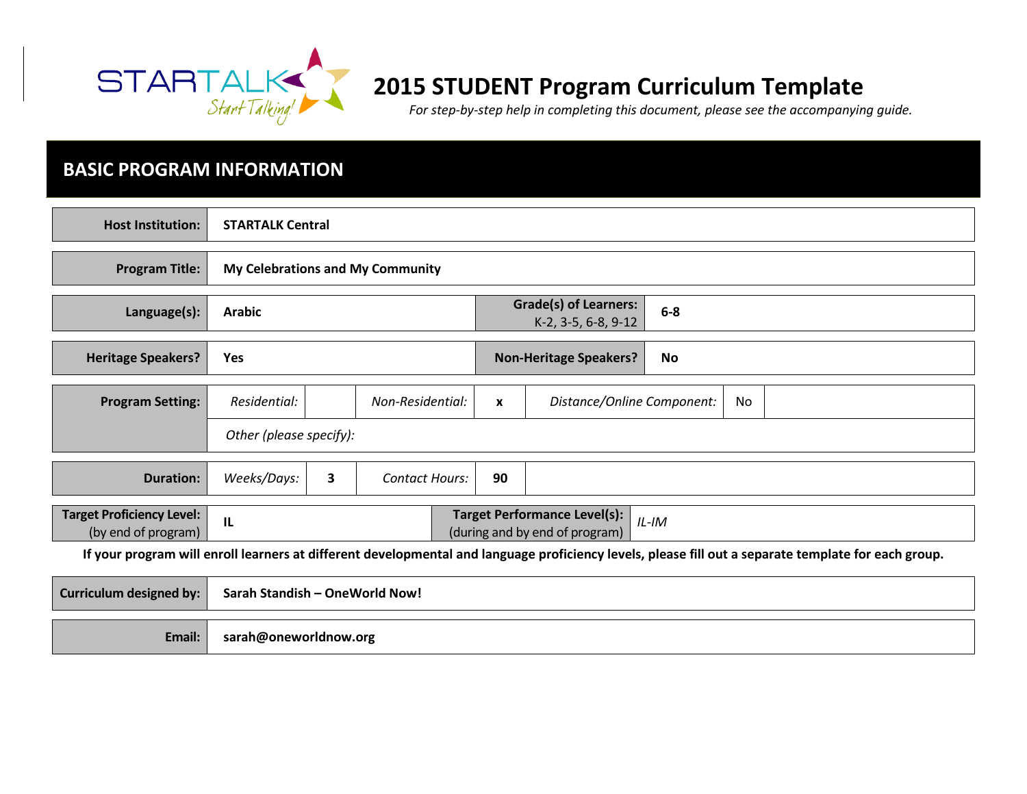# 2015 STUDENT Program Curriculum Template

*For step-by-step help in completing this document, please see the accompanying guide.*

## BASIC PROGRAM INFORMATION

| | |
|---|---|
| **Host Institution:** | **STARTALK Central** |
| **Program Title:** | **My Celebrations and My Community** |

| | | | |
|---|---|---|---|
| **Language(s):** | **Arabic** | **Grade(s) of Learners:** K-2, 3-5, 6-8, 9-12 | **6-8** |
| **Heritage Speakers?** | **Yes** | **Non-Heritage Speakers?** | **No** |

| | | | | | | | |
|---|---|---|---|---|---|---|---|
| **Program Setting:** | *Residential:* | | *Non-Residential:* | **x** | *Distance/Online Component:* | No | |
| | *Other (please specify):* | | | | | | |
| **Duration:** | *Weeks/Days:* | **3** | *Contact Hours:* | **90** | | | |

| | | | |
|---|---|---|---|
| **Target Proficiency Level:** (by end of program) | **IL** | **Target Performance Level(s):** (during and by end of program) | *IL-IM* |

**If your program will enroll learners at different developmental and language proficiency levels, please fill out a separate template for each group.**

| | |
|---|---|
| **Curriculum designed by:** | **Sarah Standish – OneWorld Now!** |
| **Email:** | **sarah@oneworldnow.org** |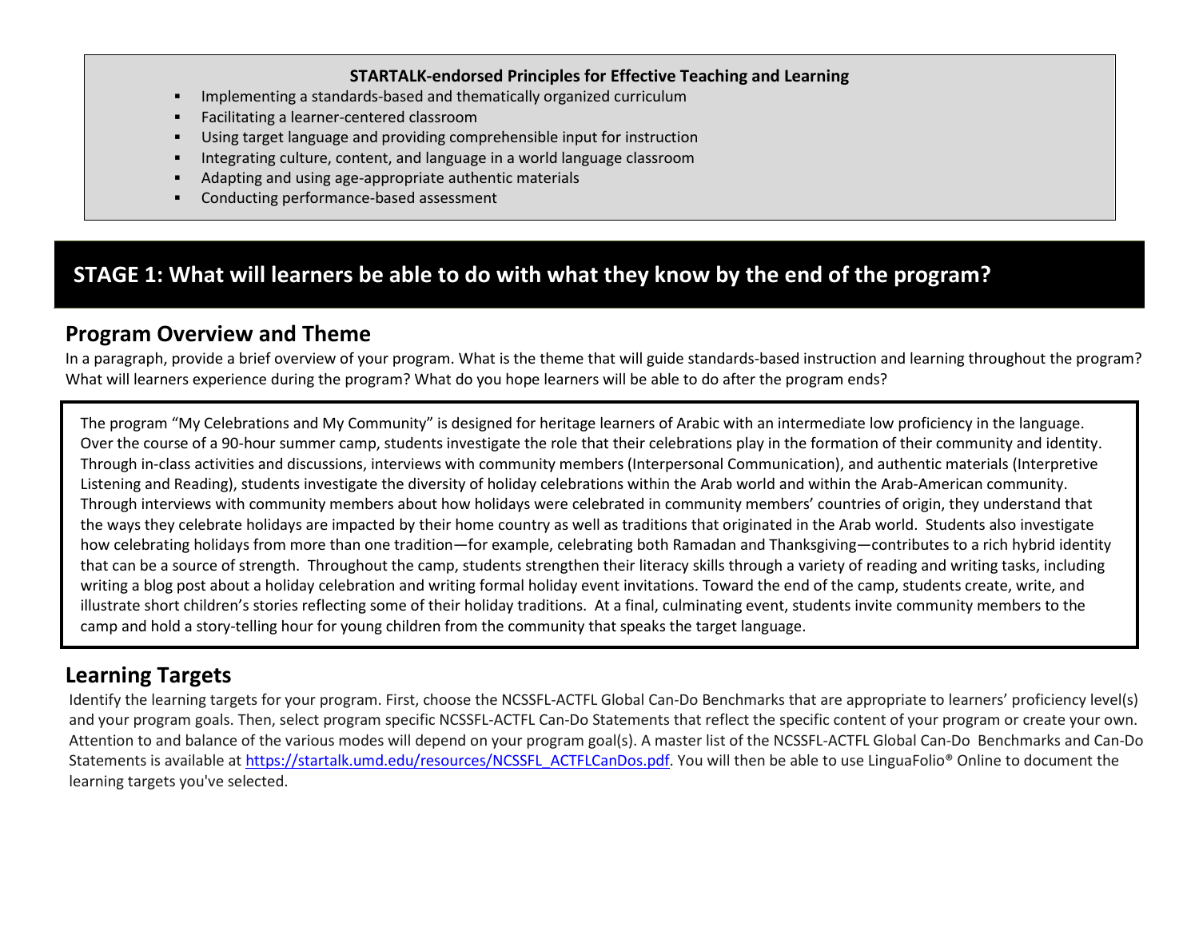**STARTALK-endorsed Principles for Effective Teaching and Learning**

- Implementing a standards-based and thematically organized curriculum
- Facilitating a learner-centered classroom
- Using target language and providing comprehensible input for instruction
- Integrating culture, content, and language in a world language classroom
- Adapting and using age-appropriate authentic materials
- Conducting performance-based assessment

# STAGE 1: What will learners be able to do with what they know by the end of the program?

## Program Overview and Theme

In a paragraph, provide a brief overview of your program. What is the theme that will guide standards-based instruction and learning throughout the program? What will learners experience during the program? What do you hope learners will be able to do after the program ends?

The program "My Celebrations and My Community" is designed for heritage learners of Arabic with an intermediate low proficiency in the language. Over the course of a 90-hour summer camp, students investigate the role that their celebrations play in the formation of their community and identity. Through in-class activities and discussions, interviews with community members (Interpersonal Communication), and authentic materials (Interpretive Listening and Reading), students investigate the diversity of holiday celebrations within the Arab world and within the Arab-American community. Through interviews with community members about how holidays were celebrated in community members' countries of origin, they understand that the ways they celebrate holidays are impacted by their home country as well as traditions that originated in the Arab world. Students also investigate how celebrating holidays from more than one tradition—for example, celebrating both Ramadan and Thanksgiving—contributes to a rich hybrid identity that can be a source of strength. Throughout the camp, students strengthen their literacy skills through a variety of reading and writing tasks, including writing a blog post about a holiday celebration and writing formal holiday event invitations. Toward the end of the camp, students create, write, and illustrate short children's stories reflecting some of their holiday traditions. At a final, culminating event, students invite community members to the camp and hold a story-telling hour for young children from the community that speaks the target language.

## Learning Targets

Identify the learning targets for your program. First, choose the NCSSFL-ACTFL Global Can-Do Benchmarks that are appropriate to learners' proficiency level(s) and your program goals. Then, select program specific NCSSFL-ACTFL Can-Do Statements that reflect the specific content of your program or create your own. Attention to and balance of the various modes will depend on your program goal(s). A master list of the NCSSFL-ACTFL Global Can-Do Benchmarks and Can-Do Statements is available at [https://startalk.umd.edu/resources/NCSSFL_ACTFLCanDos.pdf](https://startalk.umd.edu/resources/NCSSFL_ACTFLCanDos.pdf). You will then be able to use LinguaFolio® Online to document the learning targets you've selected.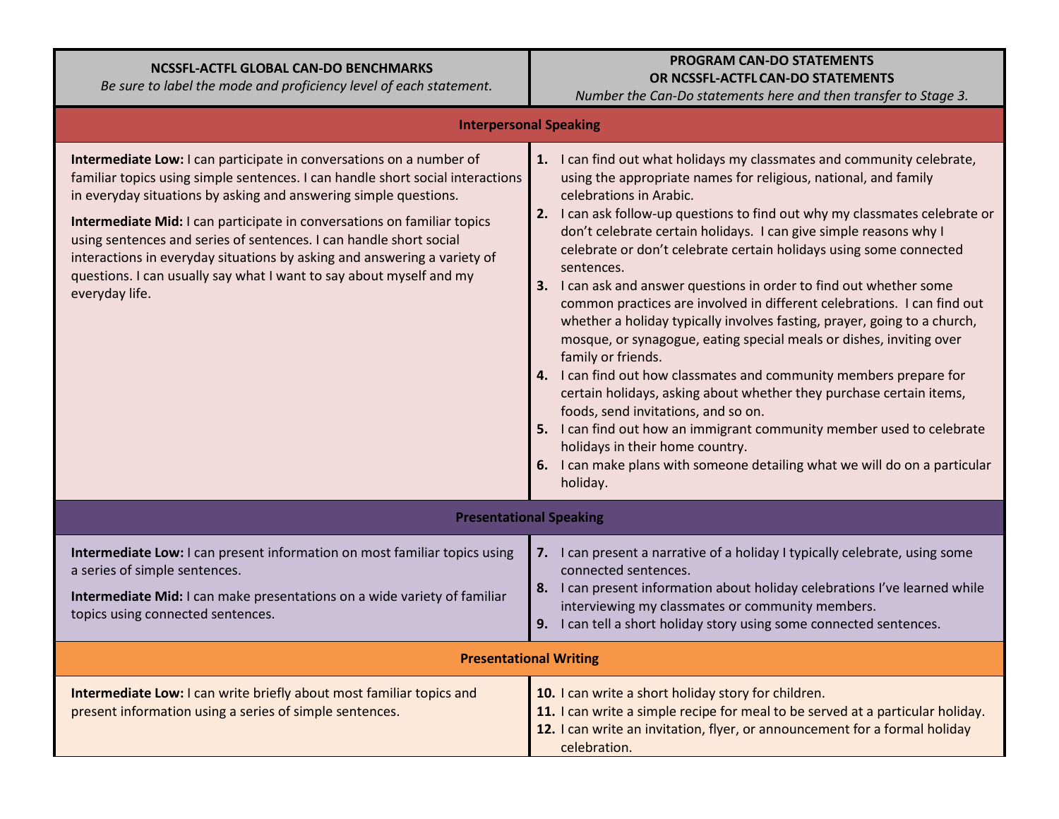| **NCSSFL-ACTFL GLOBAL CAN-DO BENCHMARKS**<br>*Be sure to label the mode and proficiency level of each statement.* | **PROGRAM CAN-DO STATEMENTS**<br>**OR NCSSFL-ACTFL CAN-DO STATEMENTS**<br>*Number the Can-Do statements here and then transfer to Stage 3.* |
|---|---|
| **Interpersonal Speaking** | |
| **Intermediate Low:** I can participate in conversations on a number of familiar topics using simple sentences. I can handle short social interactions in everyday situations by asking and answering simple questions.<br><br>**Intermediate Mid:** I can participate in conversations on familiar topics using sentences and series of sentences. I can handle short social interactions in everyday situations by asking and answering a variety of questions. I can usually say what I want to say about myself and my everyday life. | **1.** I can find out what holidays my classmates and community celebrate, using the appropriate names for religious, national, and family celebrations in Arabic.<br>**2.** I can ask follow-up questions to find out why my classmates celebrate or don't celebrate certain holidays. I can give simple reasons why I celebrate or don't celebrate certain holidays using some connected sentences.<br>**3.** I can ask and answer questions in order to find out whether some common practices are involved in different celebrations. I can find out whether a holiday typically involves fasting, prayer, going to a church, mosque, or synagogue, eating special meals or dishes, inviting over family or friends.<br>**4.** I can find out how classmates and community members prepare for certain holidays, asking about whether they purchase certain items, foods, send invitations, and so on.<br>**5.** I can find out how an immigrant community member used to celebrate holidays in their home country.<br>**6.** I can make plans with someone detailing what we will do on a particular holiday. |
| **Presentational Speaking** | |
| **Intermediate Low:** I can present information on most familiar topics using a series of simple sentences.<br><br>**Intermediate Mid:** I can make presentations on a wide variety of familiar topics using connected sentences. | **7.** I can present a narrative of a holiday I typically celebrate, using some connected sentences.<br>**8.** I can present information about holiday celebrations I've learned while interviewing my classmates or community members.<br>**9.** I can tell a short holiday story using some connected sentences. |
| **Presentational Writing** | |
| **Intermediate Low:** I can write briefly about most familiar topics and present information using a series of simple sentences. | **10.** I can write a short holiday story for children.<br>**11.** I can write a simple recipe for meal to be served at a particular holiday.<br>**12.** I can write an invitation, flyer, or announcement for a formal holiday celebration. |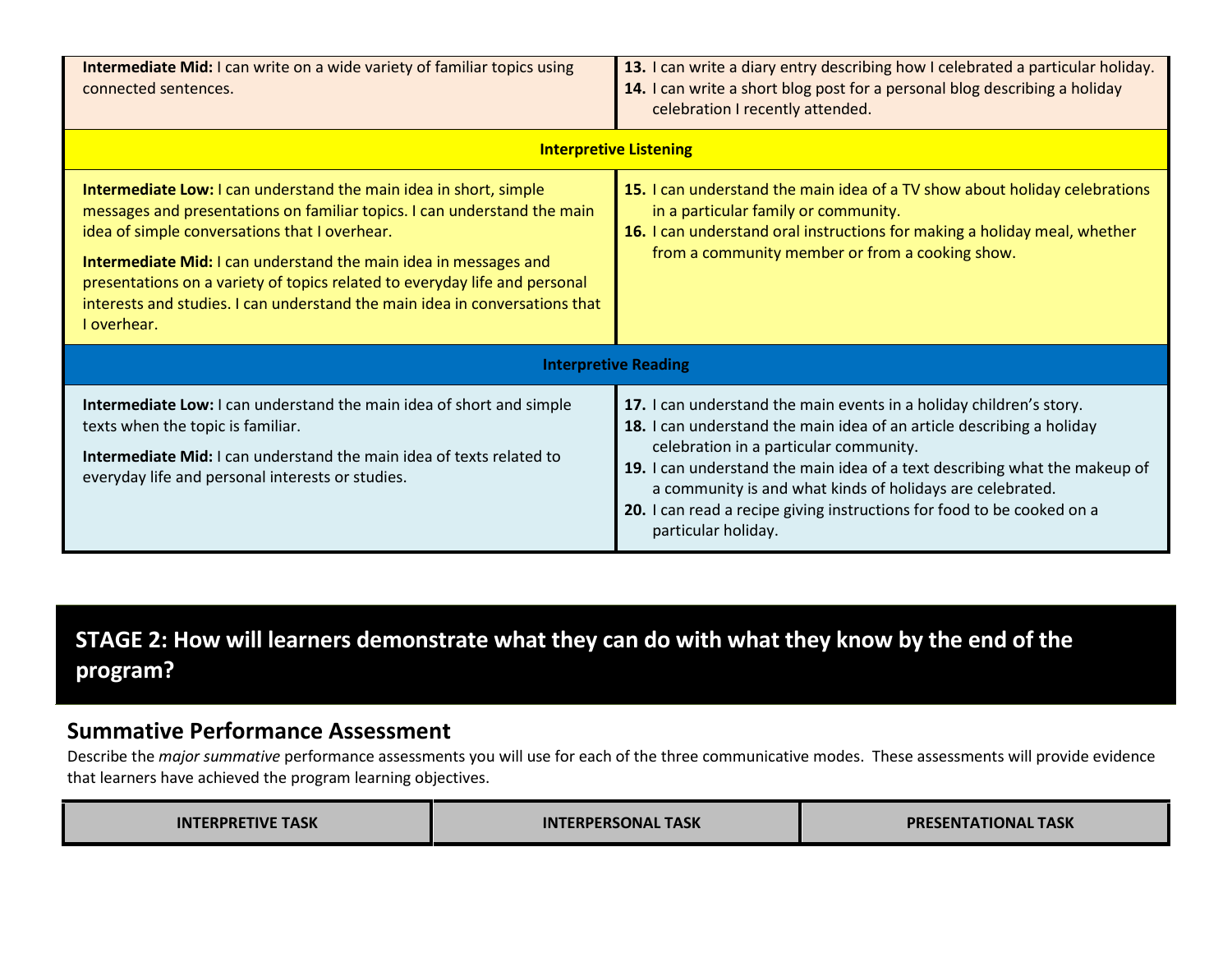| | |
|---|---|
| **Intermediate Mid:** I can write on a wide variety of familiar topics using connected sentences. | **13.** I can write a diary entry describing how I celebrated a particular holiday.<br>**14.** I can write a short blog post for a personal blog describing a holiday celebration I recently attended. |
| **Interpretive Listening** | |
| **Intermediate Low:** I can understand the main idea in short, simple messages and presentations on familiar topics. I can understand the main idea of simple conversations that I overhear.<br>**Intermediate Mid:** I can understand the main idea in messages and presentations on a variety of topics related to everyday life and personal interests and studies. I can understand the main idea in conversations that I overhear. | **15.** I can understand the main idea of a TV show about holiday celebrations in a particular family or community.<br>**16.** I can understand oral instructions for making a holiday meal, whether from a community member or from a cooking show. |
| **Interpretive Reading** | |
| **Intermediate Low:** I can understand the main idea of short and simple texts when the topic is familiar.<br>**Intermediate Mid:** I can understand the main idea of texts related to everyday life and personal interests or studies. | **17.** I can understand the main events in a holiday children's story.<br>**18.** I can understand the main idea of an article describing a holiday celebration in a particular community.<br>**19.** I can understand the main idea of a text describing what the makeup of a community is and what kinds of holidays are celebrated.<br>**20.** I can read a recipe giving instructions for food to be cooked on a particular holiday. |

## STAGE 2: How will learners demonstrate what they can do with what they know by the end of the program?

### Summative Performance Assessment

Describe the *major summative* performance assessments you will use for each of the three communicative modes. These assessments will provide evidence that learners have achieved the program learning objectives.

| INTERPRETIVE TASK | INTERPERSONAL TASK | PRESENTATIONAL TASK |
|---|---|---|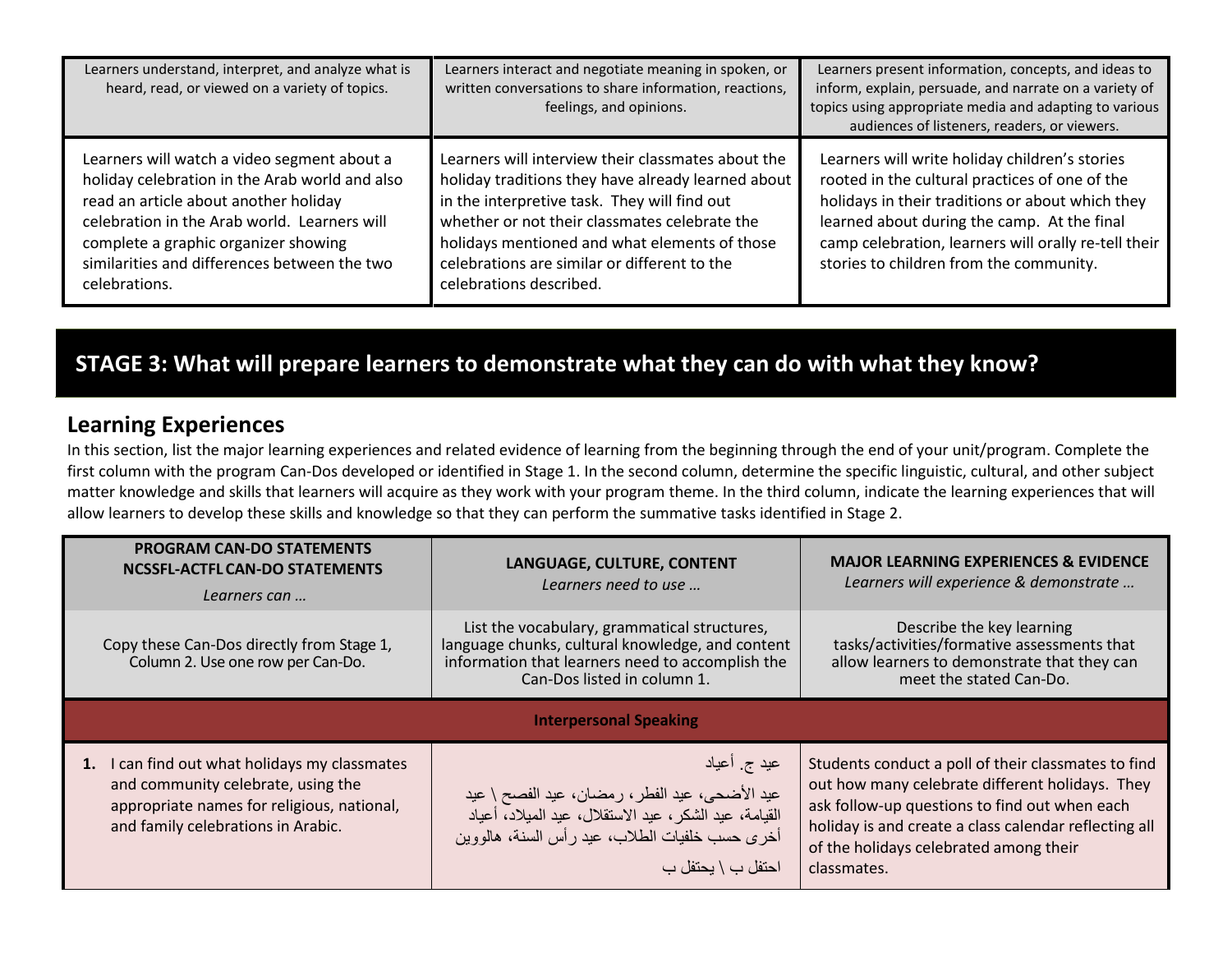| Learners understand, interpret, and analyze what is heard, read, or viewed on a variety of topics. | Learners interact and negotiate meaning in spoken, or written conversations to share information, reactions, feelings, and opinions. | Learners present information, concepts, and ideas to inform, explain, persuade, and narrate on a variety of topics using appropriate media and adapting to various audiences of listeners, readers, or viewers. |
|---|---|---|
| Learners will watch a video segment about a holiday celebration in the Arab world and also read an article about another holiday celebration in the Arab world. Learners will complete a graphic organizer showing similarities and differences between the two celebrations. | Learners will interview their classmates about the holiday traditions they have already learned about in the interpretive task. They will find out whether or not their classmates celebrate the holidays mentioned and what elements of those celebrations are similar or different to the celebrations described. | Learners will write holiday children's stories rooted in the cultural practices of one of the holidays in their traditions or about which they learned about during the camp. At the final camp celebration, learners will orally re-tell their stories to children from the community. |

## STAGE 3: What will prepare learners to demonstrate what they can do with what they know?

### Learning Experiences

In this section, list the major learning experiences and related evidence of learning from the beginning through the end of your unit/program. Complete the first column with the program Can-Dos developed or identified in Stage 1. In the second column, determine the specific linguistic, cultural, and other subject matter knowledge and skills that learners will acquire as they work with your program theme. In the third column, indicate the learning experiences that will allow learners to develop these skills and knowledge so that they can perform the summative tasks identified in Stage 2.

| **PROGRAM CAN-DO STATEMENTS NCSSFL-ACTFL CAN-DO STATEMENTS** *Learners can …* | **LANGUAGE, CULTURE, CONTENT** *Learners need to use …* | **MAJOR LEARNING EXPERIENCES & EVIDENCE** *Learners will experience & demonstrate …* |
|---|---|---|
| Copy these Can-Dos directly from Stage 1, Column 2. Use one row per Can-Do. | List the vocabulary, grammatical structures, language chunks, cultural knowledge, and content information that learners need to accomplish the Can-Dos listed in column 1. | Describe the key learning tasks/activities/formative assessments that allow learners to demonstrate that they can meet the stated Can-Do. |
| **Interpersonal Speaking** | | |
| **1.** I can find out what holidays my classmates and community celebrate, using the appropriate names for religious, national, and family celebrations in Arabic. | عيد ج. أعياد<br>عيد الأضحى، عيد الفطر، رمضان، عيد الفصح \ عيد القيامة، عيد الشكر، عيد الاستقلال، عيد الميلاد، أعياد أخرى حسب خلفيات الطلاب، عيد رأس السنة، هالووين<br>احتفل ب \ يحتفل ب | Students conduct a poll of their classmates to find out how many celebrate different holidays. They ask follow-up questions to find out when each holiday is and create a class calendar reflecting all of the holidays celebrated among their classmates. |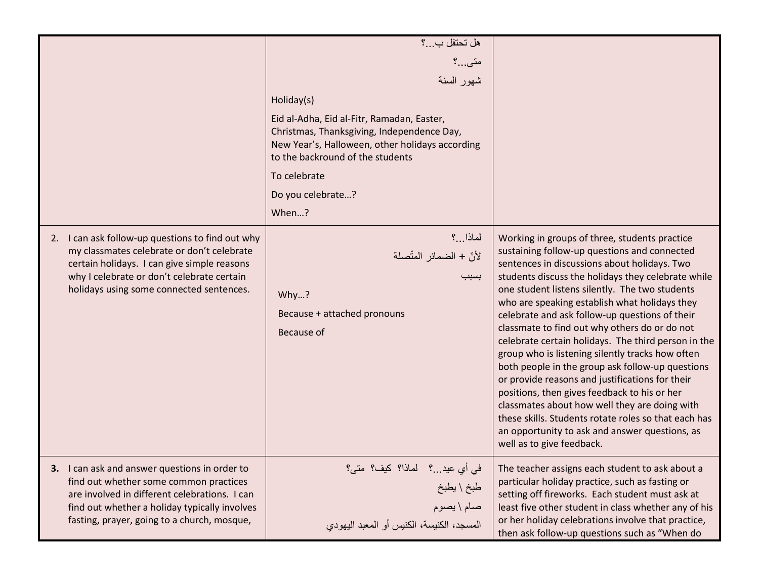| | | |
|---|---|---|
| | هل تحتفل ب...؟<br>متى...؟<br>شهور السنة<br>Holiday(s)<br>Eid al-Adha, Eid al-Fitr, Ramadan, Easter, Christmas, Thanksgiving, Independence Day, New Year's, Halloween, other holidays according to the backround of the students<br>To celebrate<br>Do you celebrate…?<br>When…? | |
| 2. I can ask follow-up questions to find out why my classmates celebrate or don't celebrate certain holidays. I can give simple reasons why I celebrate or don't celebrate certain holidays using some connected sentences. | لماذا...؟<br>لأنّ + الضمائر المتّصلة<br>بسبب<br>Why…?<br>Because + attached pronouns<br>Because of | Working in groups of three, students practice sustaining follow-up questions and connected sentences in discussions about holidays. Two students discuss the holidays they celebrate while one student listens silently. The two students who are speaking establish what holidays they celebrate and ask follow-up questions of their classmate to find out why others do or do not celebrate certain holidays. The third person in the group who is listening silently tracks how often both people in the group ask follow-up questions or provide reasons and justifications for their positions, then gives feedback to his or her classmates about how well they are doing with these skills. Students rotate roles so that each has an opportunity to ask and answer questions, as well as to give feedback. |
| **3.** I can ask and answer questions in order to find out whether some common practices are involved in different celebrations. I can find out whether a holiday typically involves fasting, prayer, going to a church, mosque, | في أي عيد...؟ لماذا؟ كيف؟ متى؟<br>طبخ \ يطبخ<br>صام \ يصوم<br>المسجد، الكنيسة، الكنيس أو المعبد اليهودي | The teacher assigns each student to ask about a particular holiday practice, such as fasting or setting off fireworks. Each student must ask at least five other student in class whether any of his or her holiday celebrations involve that practice, then ask follow-up questions such as "When do |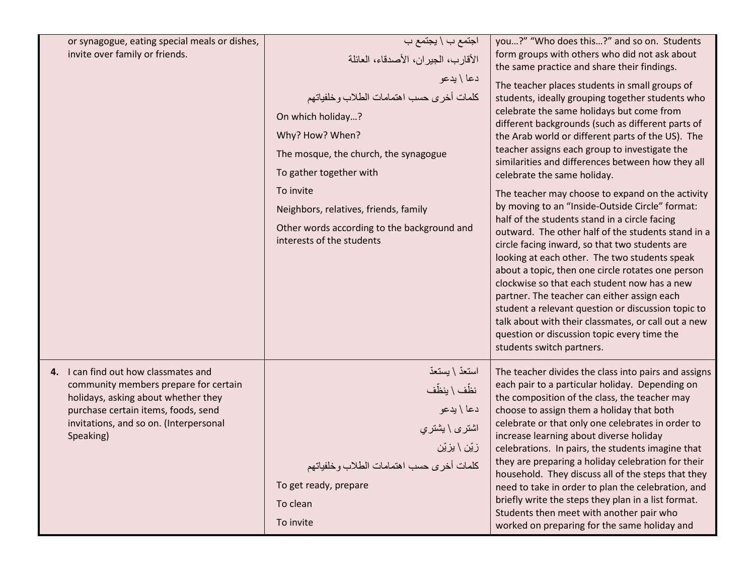| | | |
|---|---|---|
| or synagogue, eating special meals or dishes, invite over family or friends. | اجتمع ب \ يجتمع ب<br><br>الأقارب، الجيران، الأصدقاء، العائلة<br><br>دعا \ يدعو<br><br>كلمات أخرى حسب اهتمامات الطلاب وخلفياتهم<br><br>On which holiday…?<br><br>Why? How? When?<br><br>The mosque, the church, the synagogue<br><br>To gather together with<br><br>To invite<br><br>Neighbors, relatives, friends, family<br><br>Other words according to the background and interests of the students | you…?" "Who does this…?" and so on. Students form groups with others who did not ask about the same practice and share their findings.<br><br>The teacher places students in small groups of students, ideally grouping together students who celebrate the same holidays but come from different backgrounds (such as different parts of the Arab world or different parts of the US). The teacher assigns each group to investigate the similarities and differences between how they all celebrate the same holiday.<br><br>The teacher may choose to expand on the activity by moving to an "Inside-Outside Circle" format: half of the students stand in a circle facing outward. The other half of the students stand in a circle facing inward, so that two students are looking at each other. The two students speak about a topic, then one circle rotates one person clockwise so that each student now has a new partner. The teacher can either assign each student a relevant question or discussion topic to talk about with their classmates, or call out a new question or discussion topic every time the students switch partners. |
| **4.** I can find out how classmates and community members prepare for certain holidays, asking about whether they purchase certain items, foods, send invitations, and so on. (Interpersonal Speaking) | استعدّ \ يستعدّ<br><br>نظّف \ ينظّف<br><br>دعا \ يدعو<br><br>اشترى \ يشتري<br><br>زيّن \ يزيّن<br><br>كلمات أخرى حسب اهتمامات الطلاب وخلفياتهم<br><br>To get ready, prepare<br><br>To clean<br><br>To invite | The teacher divides the class into pairs and assigns each pair to a particular holiday. Depending on the composition of the class, the teacher may choose to assign them a holiday that both celebrate or that only one celebrates in order to increase learning about diverse holiday celebrations. In pairs, the students imagine that they are preparing a holiday celebration for their household. They discuss all of the steps that they need to take in order to plan the celebration, and briefly write the steps they plan in a list format. Students then meet with another pair who worked on preparing for the same holiday and |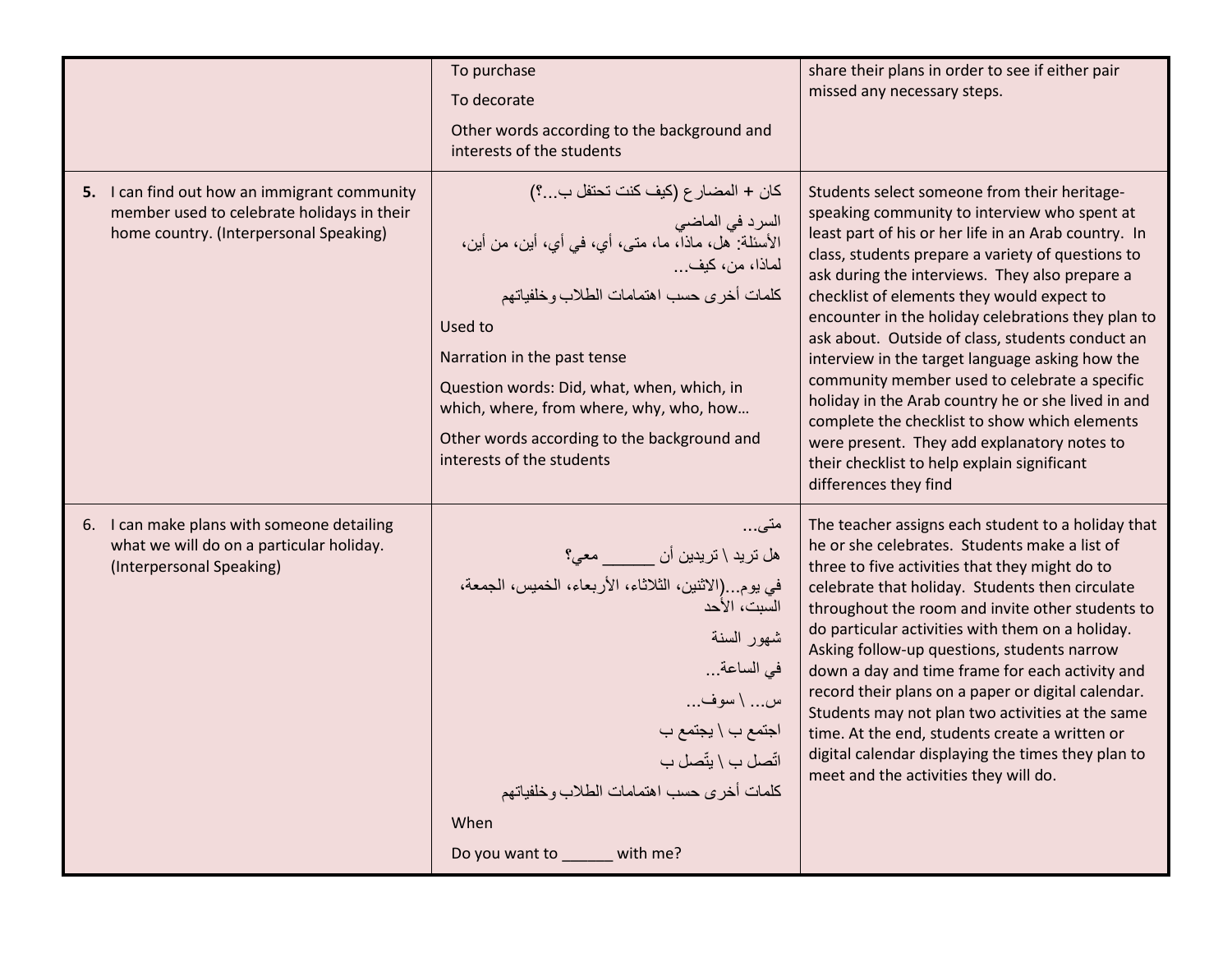| | | |
|---|---|---|
| | To purchase<br>To decorate<br>Other words according to the background and interests of the students | share their plans in order to see if either pair missed any necessary steps. |
| **5.** I can find out how an immigrant community member used to celebrate holidays in their home country. (Interpersonal Speaking) | كان + المضارع (كيف كنت تحتفل ب...؟)<br>السرد في الماضي<br>الأسئلة: هل، ماذا، ما، متى، أي، في أي، أين، من أين، لماذا، من، كيف...<br>كلمات أخرى حسب اهتمامات الطلاب وخلفياتهم<br>Used to<br>Narration in the past tense<br>Question words: Did, what, when, which, in which, where, from where, why, who, how…<br>Other words according to the background and interests of the students | Students select someone from their heritage-speaking community to interview who spent at least part of his or her life in an Arab country. In class, students prepare a variety of questions to ask during the interviews. They also prepare a checklist of elements they would expect to encounter in the holiday celebrations they plan to ask about. Outside of class, students conduct an interview in the target language asking how the community member used to celebrate a specific holiday in the Arab country he or she lived in and complete the checklist to show which elements were present. They add explanatory notes to their checklist to help explain significant differences they find |
| 6. I can make plans with someone detailing what we will do on a particular holiday. (Interpersonal Speaking) | متى...<br>هل تريد \ تريدين أن ______ معي؟<br>في يوم...(الاثنين، الثلاثاء، الأربعاء، الخميس، الجمعة، السبت، الأحد<br>شهور السنة<br>في الساعة...<br>س... \ سوف...<br>اجتمع ب \ يجتمع ب<br>اتّصل ب \ يتّصل ب<br>كلمات أخرى حسب اهتمامات الطلاب وخلفياتهم<br>When<br>Do you want to ______ with me? | The teacher assigns each student to a holiday that he or she celebrates. Students make a list of three to five activities that they might do to celebrate that holiday. Students then circulate throughout the room and invite other students to do particular activities with them on a holiday. Asking follow-up questions, students narrow down a day and time frame for each activity and record their plans on a paper or digital calendar. Students may not plan two activities at the same time. At the end, students create a written or digital calendar displaying the times they plan to meet and the activities they will do. |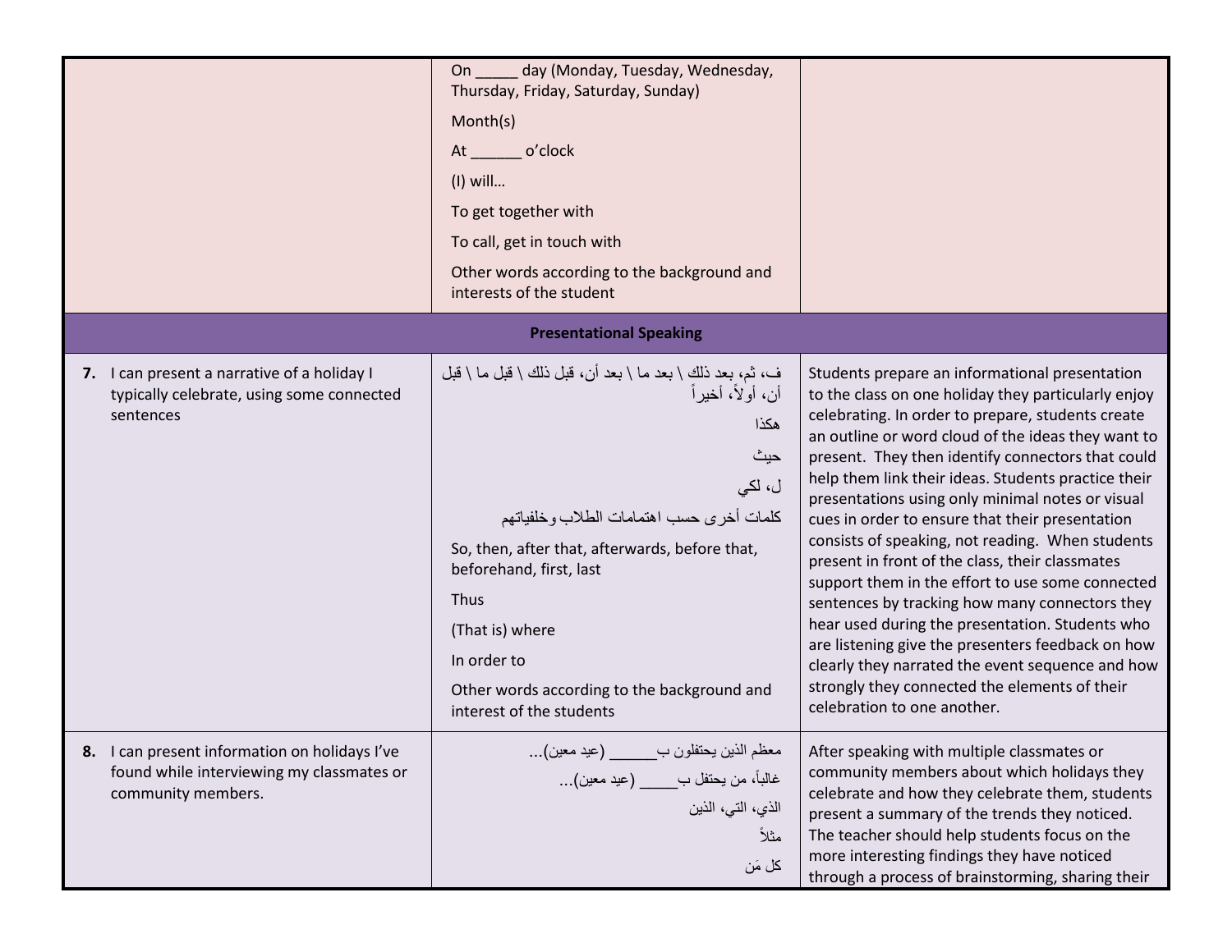| | | |
|---|---|---|
| | On _____ day (Monday, Tuesday, Wednesday, Thursday, Friday, Saturday, Sunday)<br>Month(s)<br>At ______ o'clock<br>(I) will…<br>To get together with<br>To call, get in touch with<br>Other words according to the background and interests of the student | |
| **Presentational Speaking** | | |
| **7.** I can present a narrative of a holiday I typically celebrate, using some connected sentences | ف، ثم، بعد ذلك \ بعد ما \ بعد أن، قبل ذلك \ قبل ما \ قبل أن، أولاً، أخيراً<br>هكذا<br>حيث<br>ل، لكي<br>كلمات أخرى حسب اهتمامات الطلاب وخلفياتهم<br>So, then, after that, afterwards, before that, beforehand, first, last<br>Thus<br>(That is) where<br>In order to<br>Other words according to the background and interest of the students | Students prepare an informational presentation to the class on one holiday they particularly enjoy celebrating. In order to prepare, students create an outline or word cloud of the ideas they want to present. They then identify connectors that could help them link their ideas. Students practice their presentations using only minimal notes or visual cues in order to ensure that their presentation consists of speaking, not reading. When students present in front of the class, their classmates support them in the effort to use some connected sentences by tracking how many connectors they hear used during the presentation. Students who are listening give the presenters feedback on how clearly they narrated the event sequence and how strongly they connected the elements of their celebration to one another. |
| **8.** I can present information on holidays I've found while interviewing my classmates or community members. | معظم الذين يحتفلون ب______ (عيد معين)...<br>غالباً، من يحتفل ب_____ (عيد معين)...<br>الذي، التي، الذين<br>مثلاً<br>كل مَن | After speaking with multiple classmates or community members about which holidays they celebrate and how they celebrate them, students present a summary of the trends they noticed. The teacher should help students focus on the more interesting findings they have noticed through a process of brainstorming, sharing their |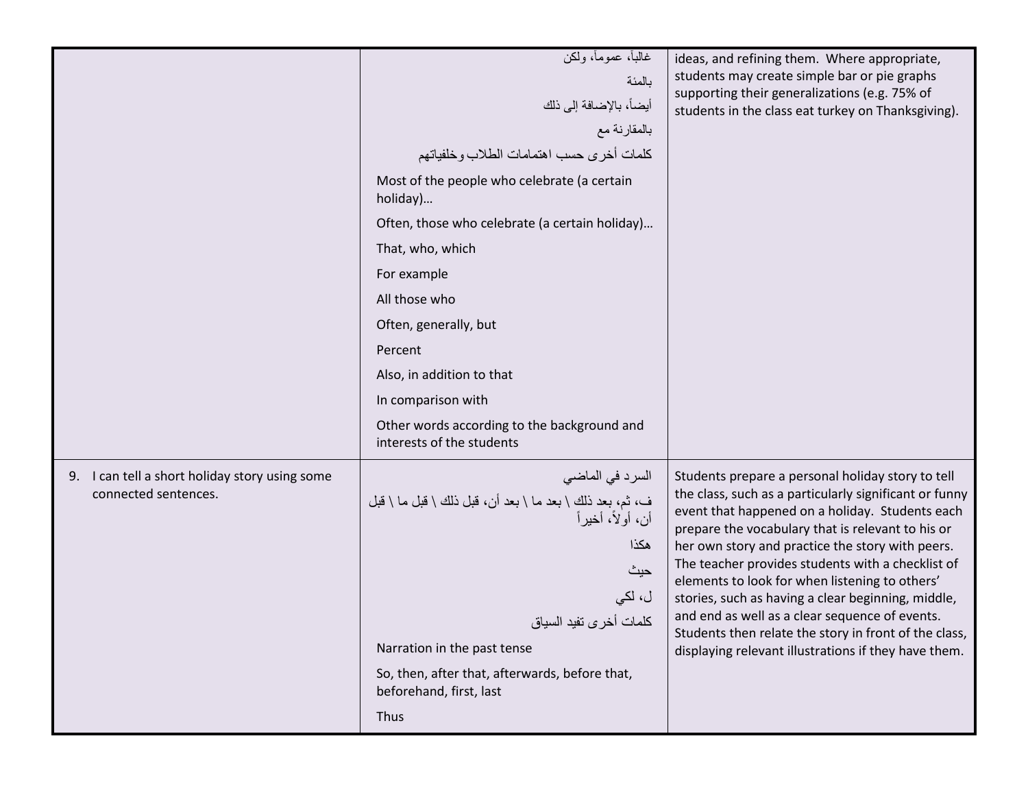| | | |
|---|---|---|
| | غالباً، عموماً، ولكن<br>بالمئة<br>أيضاً، بالإضافة إلى ذلك<br>بالمقارنة مع<br>كلمات أخرى حسب اهتمامات الطلاب وخلفياتهم<br>Most of the people who celebrate (a certain holiday)…<br>Often, those who celebrate (a certain holiday)…<br>That, who, which<br>For example<br>All those who<br>Often, generally, but<br>Percent<br>Also, in addition to that<br>In comparison with<br>Other words according to the background and interests of the students | ideas, and refining them. Where appropriate, students may create simple bar or pie graphs supporting their generalizations (e.g. 75% of students in the class eat turkey on Thanksgiving). |
| 9. I can tell a short holiday story using some connected sentences. | السرد في الماضي<br>ف، ثم، بعد ذلك \ بعد ما \ بعد أن، قبل ذلك \ قبل ما \ قبل أن، أولاً، أخيراً<br>هكذا<br>حيث<br>ل، لكي<br>كلمات أخرى تفيد السياق<br>Narration in the past tense<br>So, then, after that, afterwards, before that, beforehand, first, last<br>Thus | Students prepare a personal holiday story to tell the class, such as a particularly significant or funny event that happened on a holiday. Students each prepare the vocabulary that is relevant to his or her own story and practice the story with peers. The teacher provides students with a checklist of elements to look for when listening to others' stories, such as having a clear beginning, middle, and end as well as a clear sequence of events. Students then relate the story in front of the class, displaying relevant illustrations if they have them. |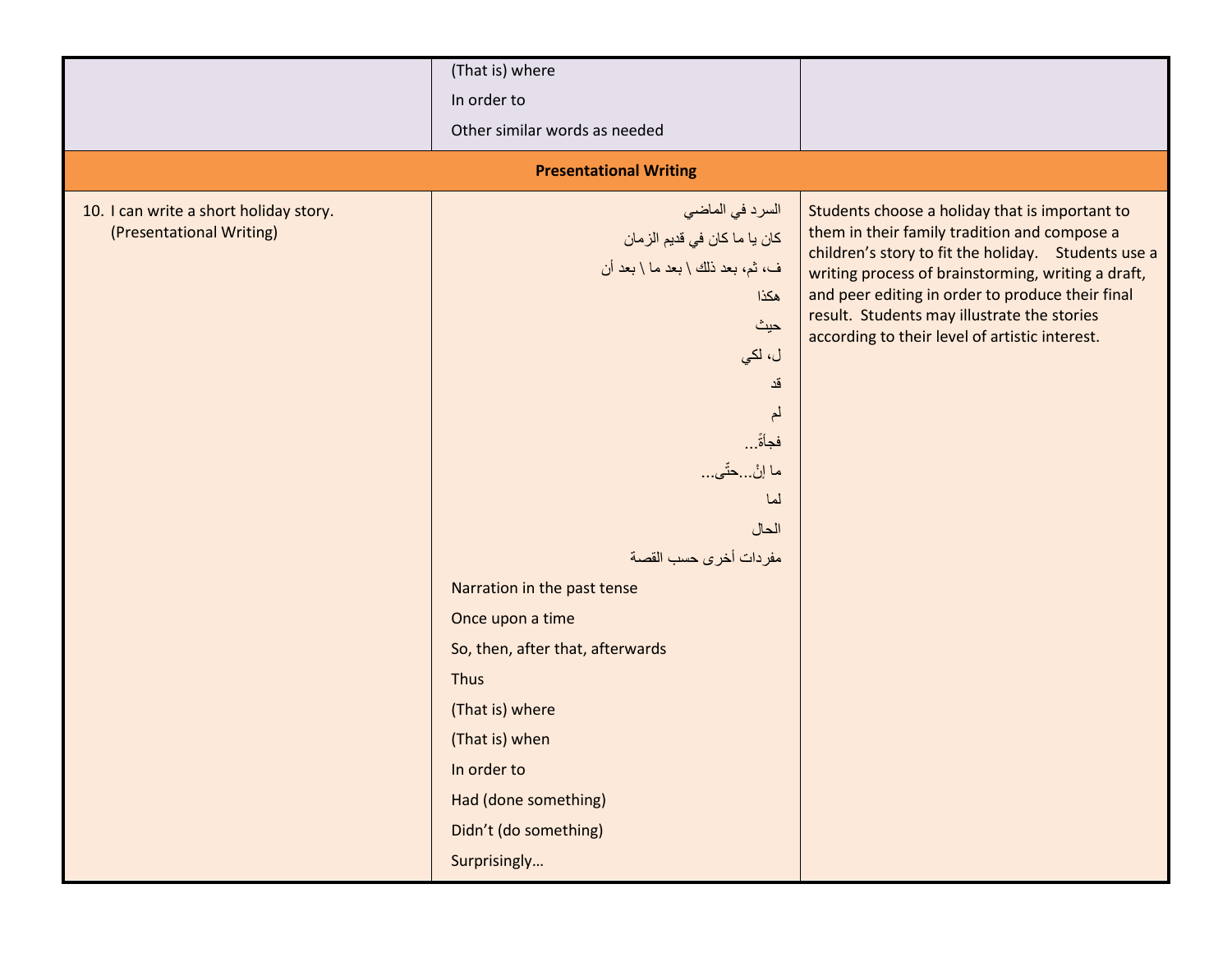| | | |
|---|---|---|
| | (That is) where<br>In order to<br>Other similar words as needed | |
| **Presentational Writing** | | |
| 10. I can write a short holiday story. (Presentational Writing) | السرد في الماضي<br>كان يا ما كان في قديم الزمان<br>ف، ثم، بعد ذلك \ بعد ما \ بعد أن<br>هكذا<br>حيث<br>ل، لكي<br>قد<br>لم<br>فجأةً...<br>ما إنْ...حتّى...<br>لما<br>الحال<br>مفردات أخرى حسب القصة<br>Narration in the past tense<br>Once upon a time<br>So, then, after that, afterwards<br>Thus<br>(That is) where<br>(That is) when<br>In order to<br>Had (done something)<br>Didn't (do something)<br>Surprisingly… | Students choose a holiday that is important to them in their family tradition and compose a children's story to fit the holiday. Students use a writing process of brainstorming, writing a draft, and peer editing in order to produce their final result. Students may illustrate the stories according to their level of artistic interest. |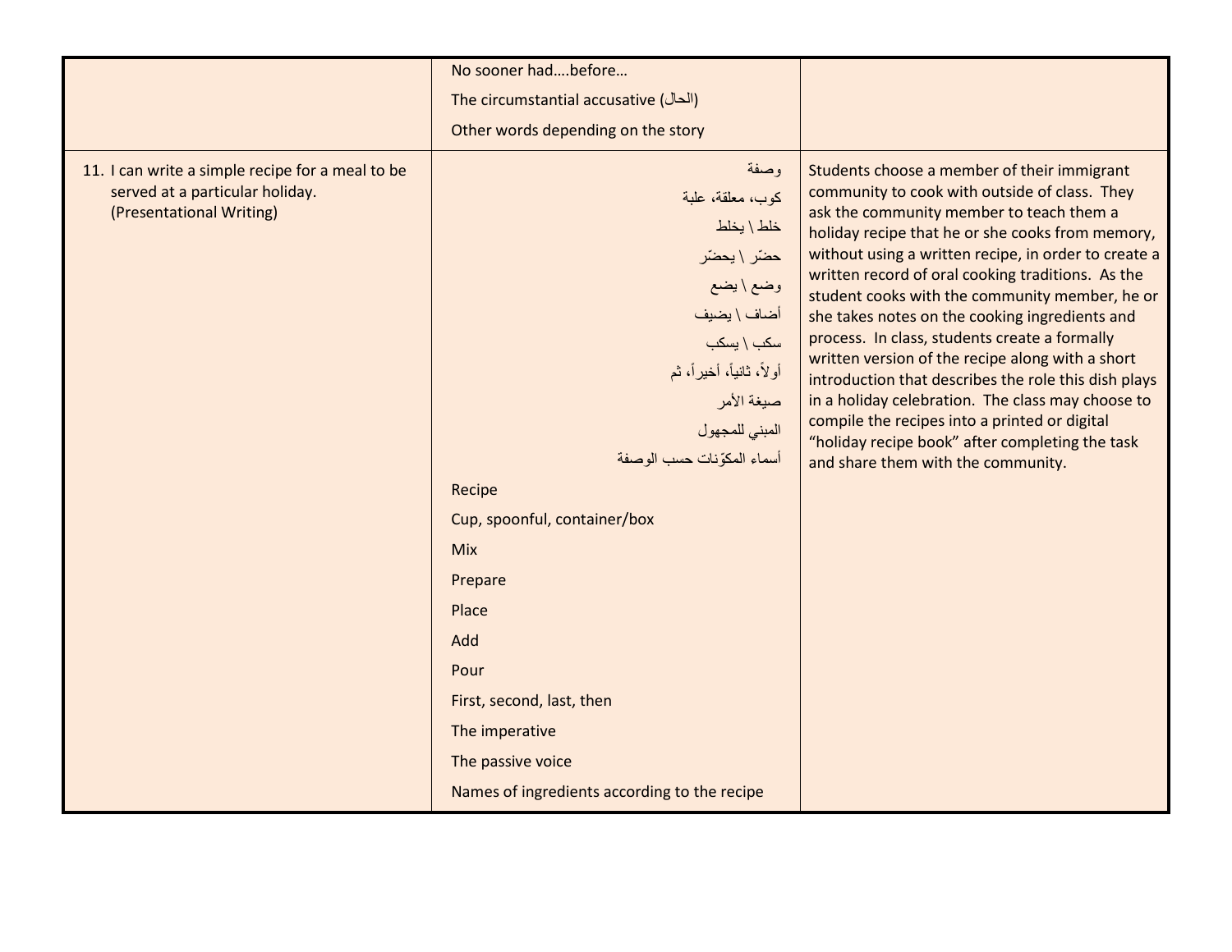| | | |
|---|---|---|
| | No sooner had….before…<br>The circumstantial accusative (الحال)<br>Other words depending on the story | |
| 11. I can write a simple recipe for a meal to be served at a particular holiday. (Presentational Writing) | وصفة<br>كوب، معلقة، علبة<br>خلط \ يخلط<br>حضّر \ يحضّر<br>وضع \ يضع<br>أضاف \ يضيف<br>سكب \ يسكب<br>أولاً، ثانياً، أخيراً، ثم<br>صيغة الأمر<br>المبني للمجهول<br>أسماء المكوّنات حسب الوصفة<br>Recipe<br>Cup, spoonful, container/box<br>Mix<br>Prepare<br>Place<br>Add<br>Pour<br>First, second, last, then<br>The imperative<br>The passive voice<br>Names of ingredients according to the recipe | Students choose a member of their immigrant community to cook with outside of class. They ask the community member to teach them a holiday recipe that he or she cooks from memory, without using a written recipe, in order to create a written record of oral cooking traditions. As the student cooks with the community member, he or she takes notes on the cooking ingredients and process. In class, students create a formally written version of the recipe along with a short introduction that describes the role this dish plays in a holiday celebration. The class may choose to compile the recipes into a printed or digital "holiday recipe book" after completing the task and share them with the community. |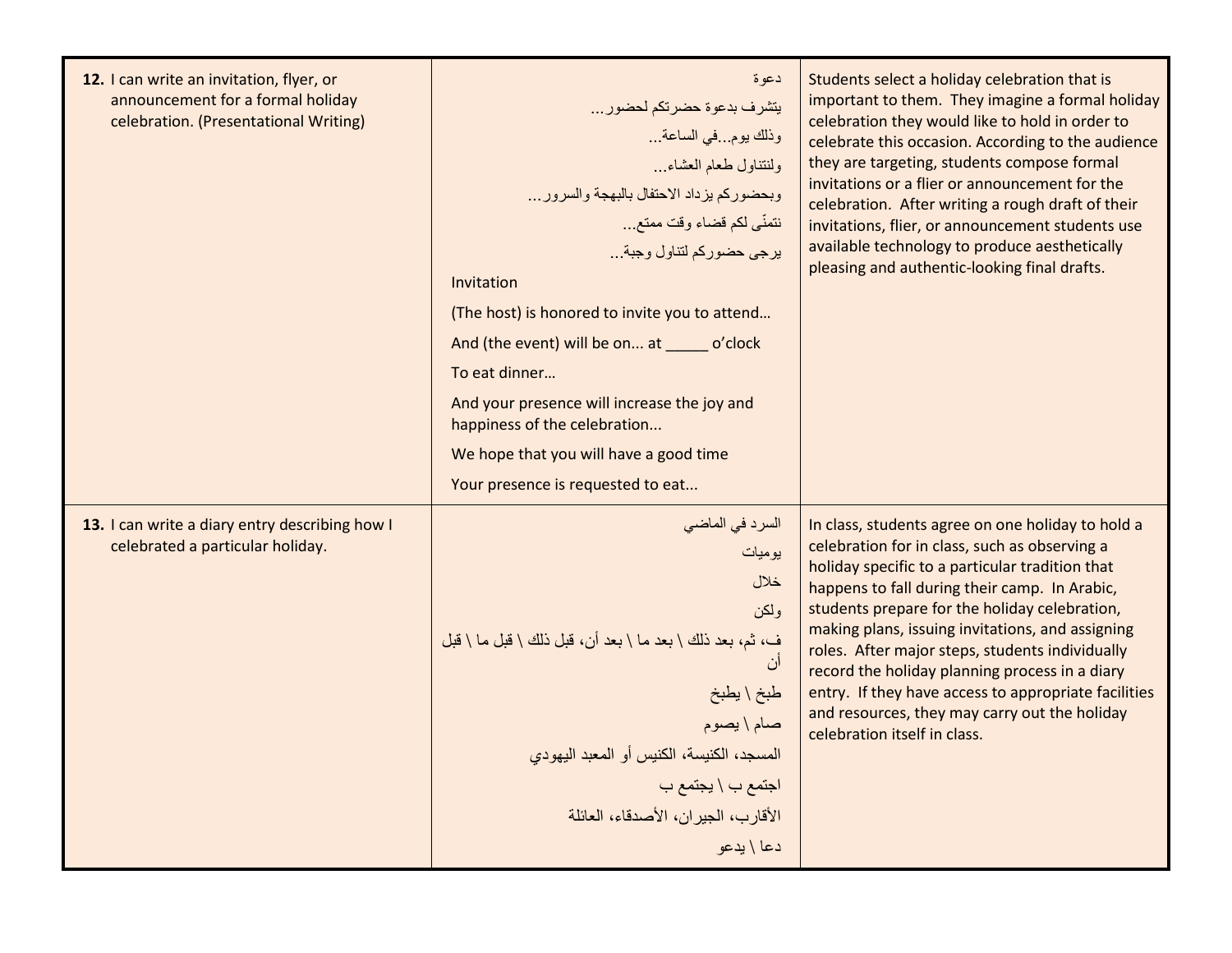| | | |
|---|---|---|
| **12.** I can write an invitation, flyer, or announcement for a formal holiday celebration. (Presentational Writing) | دعوة<br>يتشرف بدعوة حضرتكم لحضور...<br>وذلك يوم...في الساعة...<br>ولنتناول طعام العشاء...<br>وبحضوركم يزداد الاحتفال بالبهجة والسرور...<br>نتمنّى لكم قضاء وقت ممتع...<br>يرجى حضوركم لتناول وجبة...<br>Invitation<br>(The host) is honored to invite you to attend…<br>And (the event) will be on... at _____ o'clock<br>To eat dinner…<br>And your presence will increase the joy and happiness of the celebration...<br>We hope that you will have a good time<br>Your presence is requested to eat... | Students select a holiday celebration that is important to them. They imagine a formal holiday celebration they would like to hold in order to celebrate this occasion. According to the audience they are targeting, students compose formal invitations or a flier or announcement for the celebration. After writing a rough draft of their invitations, flier, or announcement students use available technology to produce aesthetically pleasing and authentic-looking final drafts. |
| **13.** I can write a diary entry describing how I celebrated a particular holiday. | السرد في الماضي<br>يوميات<br>خلال<br>ولكن<br>ف، ثم، بعد ذلك \ بعد ما \ بعد أن، قبل ذلك \ قبل ما \ قبل أن<br>طبخ \ يطبخ<br>صام \ يصوم<br>المسجد، الكنيسة، الكنيس أو المعبد اليهودي<br>اجتمع ب \ يجتمع ب<br>الأقارب، الجيران، الأصدقاء، العائلة<br>دعا \ يدعو | In class, students agree on one holiday to hold a celebration for in class, such as observing a holiday specific to a particular tradition that happens to fall during their camp. In Arabic, students prepare for the holiday celebration, making plans, issuing invitations, and assigning roles. After major steps, students individually record the holiday planning process in a diary entry. If they have access to appropriate facilities and resources, they may carry out the holiday celebration itself in class. |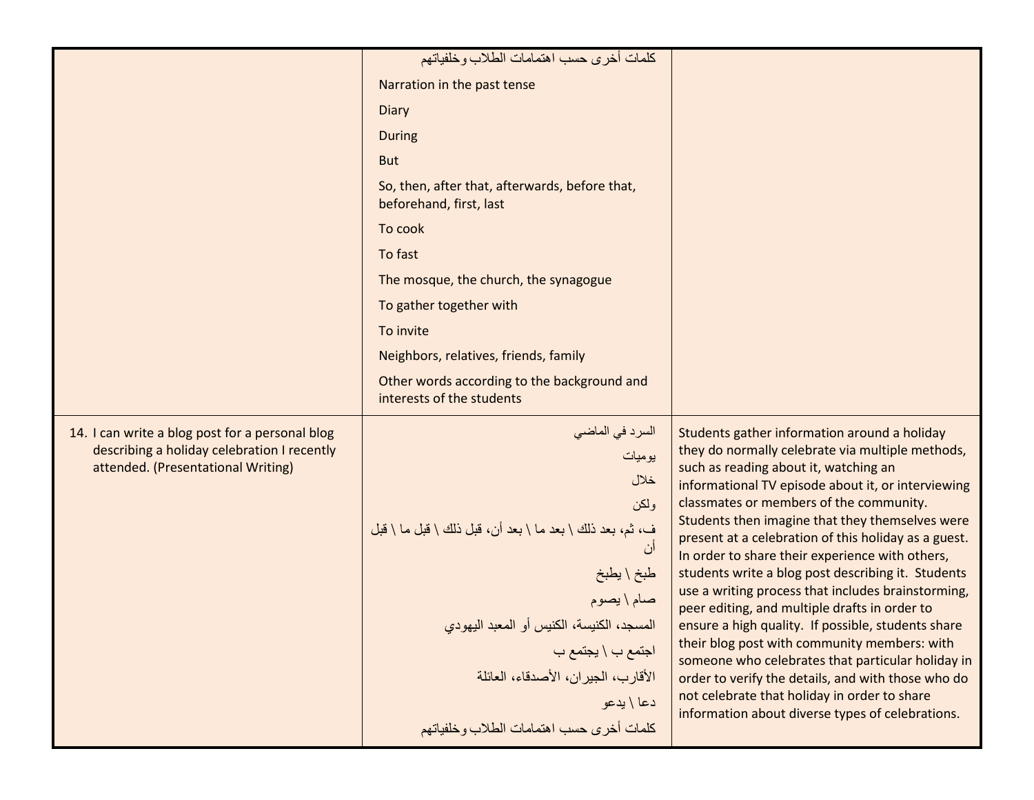| | | |
|---|---|---|
| | كلمات أخرى حسب اهتمامات الطلاب وخلفياتهم<br><br>Narration in the past tense<br><br>Diary<br><br>During<br><br>But<br><br>So, then, after that, afterwards, before that, beforehand, first, last<br><br>To cook<br><br>To fast<br><br>The mosque, the church, the synagogue<br><br>To gather together with<br><br>To invite<br><br>Neighbors, relatives, friends, family<br><br>Other words according to the background and interests of the students | |
| 14. I can write a blog post for a personal blog describing a holiday celebration I recently attended. (Presentational Writing) | السرد في الماضي<br><br>يوميات<br><br>خلال<br><br>ولكن<br><br>ف، ثم، بعد ذلك \ بعد ما \ بعد أن، قبل ذلك \ قبل ما \ قبل أن<br><br>طبخ \ يطبخ<br><br>صام \ يصوم<br><br>المسجد، الكنيسة، الكنيس أو المعبد اليهودي<br><br>اجتمع ب \ يجتمع ب<br><br>الأقارب، الجيران، الأصدقاء، العائلة<br><br>دعا \ يدعو<br><br>كلمات أخرى حسب اهتمامات الطلاب وخلفياتهم | Students gather information around a holiday they do normally celebrate via multiple methods, such as reading about it, watching an informational TV episode about it, or interviewing classmates or members of the community. Students then imagine that they themselves were present at a celebration of this holiday as a guest. In order to share their experience with others, students write a blog post describing it. Students use a writing process that includes brainstorming, peer editing, and multiple drafts in order to ensure a high quality. If possible, students share their blog post with community members: with someone who celebrates that particular holiday in order to verify the details, and with those who do not celebrate that holiday in order to share information about diverse types of celebrations. |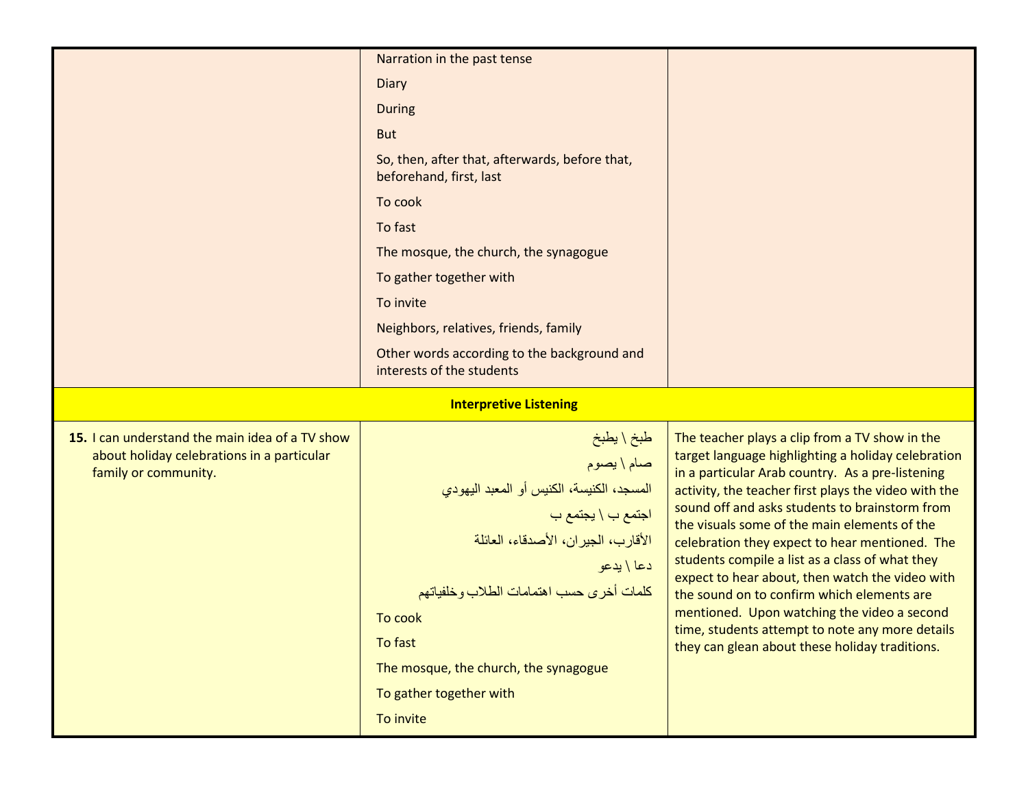| | | |
|---|---|---|
| | Narration in the past tense<br>Diary<br>During<br>But<br>So, then, after that, afterwards, before that, beforehand, first, last<br>To cook<br>To fast<br>The mosque, the church, the synagogue<br>To gather together with<br>To invite<br>Neighbors, relatives, friends, family<br>Other words according to the background and interests of the students | |
| **Interpretive Listening** | | |
| **15.** I can understand the main idea of a TV show about holiday celebrations in a particular family or community. | طبخ \ يطبخ<br>صام \ يصوم<br>المسجد، الكنيسة، الكنيس أو المعبد اليهودي<br>اجتمع ب \ يجتمع ب<br>الأقارب، الجيران، الأصدقاء، العائلة<br>دعا \ يدعو<br>كلمات أخرى حسب اهتمامات الطلاب وخلفياتهم<br>To cook<br>To fast<br>The mosque, the church, the synagogue<br>To gather together with<br>To invite | The teacher plays a clip from a TV show in the target language highlighting a holiday celebration in a particular Arab country. As a pre-listening activity, the teacher first plays the video with the sound off and asks students to brainstorm from the visuals some of the main elements of the celebration they expect to hear mentioned. The students compile a list as a class of what they expect to hear about, then watch the video with the sound on to confirm which elements are mentioned. Upon watching the video a second time, students attempt to note any more details they can glean about these holiday traditions. |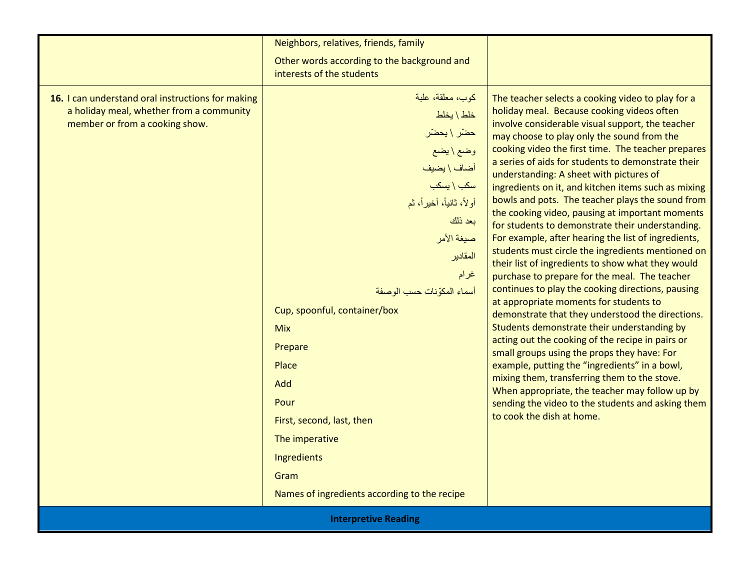| | | |
|---|---|---|
| | Neighbors, relatives, friends, family<br><br>Other words according to the background and interests of the students | |
| **16.** I can understand oral instructions for making a holiday meal, whether from a community member or from a cooking show. | كوب، معلقة، علبة<br>خلط \ يخلط<br>حضّر \ يحضّر<br>وضع \ يضع<br>أضاف \ يضيف<br>سكب \ يسكب<br>أولاً، ثانياً، أخيراً، ثم<br>بعد ذلك<br>صيغة الأمر<br>المقادير<br>غرام<br>أسماء المكوّنات حسب الوصفة<br><br>Cup, spoonful, container/box<br>Mix<br>Prepare<br>Place<br>Add<br>Pour<br>First, second, last, then<br>The imperative<br>Ingredients<br>Gram<br>Names of ingredients according to the recipe | The teacher selects a cooking video to play for a holiday meal. Because cooking videos often involve considerable visual support, the teacher may choose to play only the sound from the cooking video the first time. The teacher prepares a series of aids for students to demonstrate their understanding: A sheet with pictures of ingredients on it, and kitchen items such as mixing bowls and pots. The teacher plays the sound from the cooking video, pausing at important moments for students to demonstrate their understanding. For example, after hearing the list of ingredients, students must circle the ingredients mentioned on their list of ingredients to show what they would purchase to prepare for the meal. The teacher continues to play the cooking directions, pausing at appropriate moments for students to demonstrate that they understood the directions. Students demonstrate their understanding by acting out the cooking of the recipe in pairs or small groups using the props they have: For example, putting the "ingredients" in a bowl, mixing them, transferring them to the stove. When appropriate, the teacher may follow up by sending the video to the students and asking them to cook the dish at home. |
| **Interpretive Reading** | | |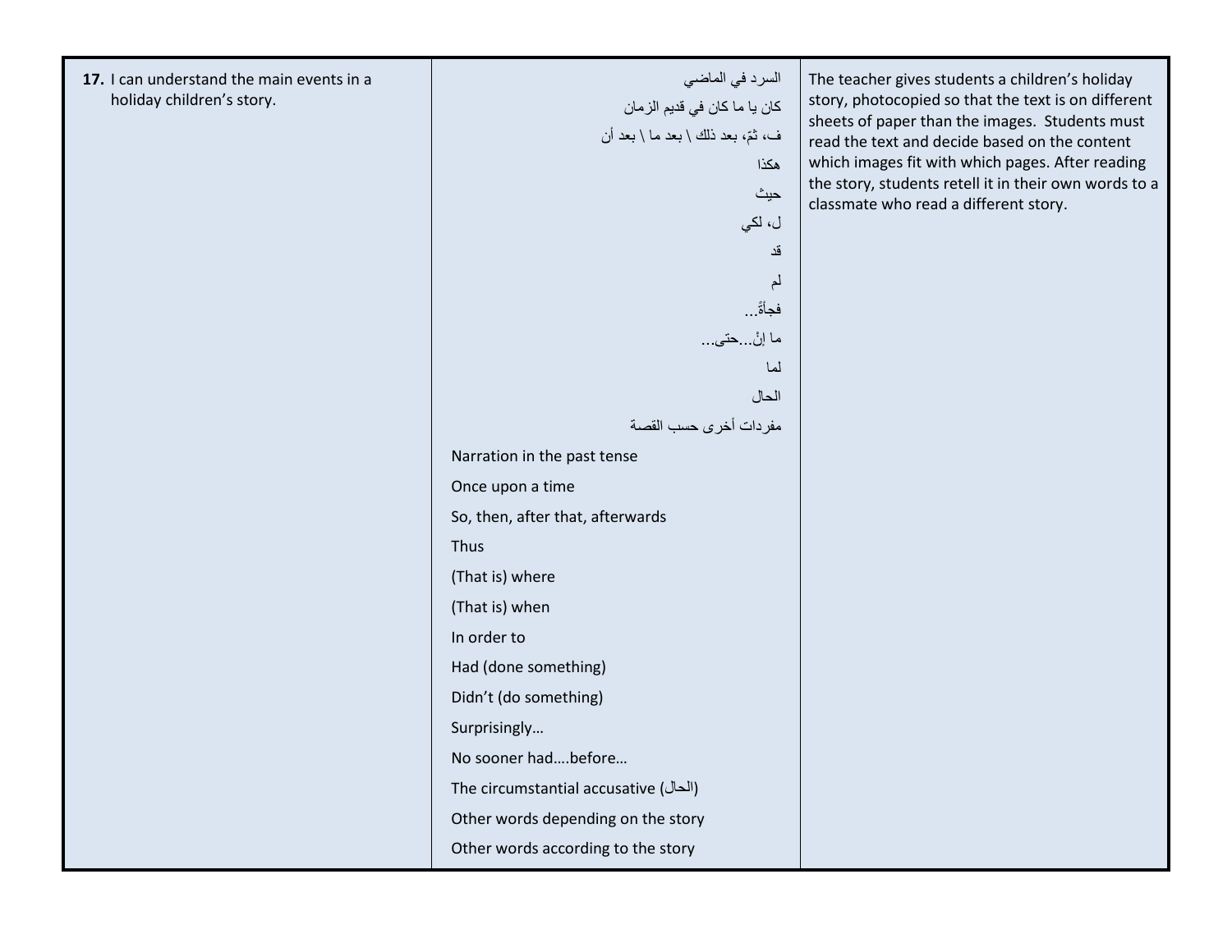| | | |
|---|---|---|
| **17.** I can understand the main events in a holiday children's story. | السرد في الماضي<br>كان يا ما كان في قديم الزمان<br>ف، ثمّ، بعد ذلك \ بعد ما \ بعد أن<br>هكذا<br>حيث<br>ل، لكي<br>قد<br>لم<br>فجأةً...<br>ما إنْ...حتى...<br>لما<br>الحال<br>مفردات أخرى حسب القصة<br>Narration in the past tense<br>Once upon a time<br>So, then, after that, afterwards<br>Thus<br>(That is) where<br>(That is) when<br>In order to<br>Had (done something)<br>Didn't (do something)<br>Surprisingly…<br>No sooner had….before…<br>The circumstantial accusative (الحال)<br>Other words depending on the story<br>Other words according to the story | The teacher gives students a children's holiday story, photocopied so that the text is on different sheets of paper than the images. Students must read the text and decide based on the content which images fit with which pages. After reading the story, students retell it in their own words to a classmate who read a different story. |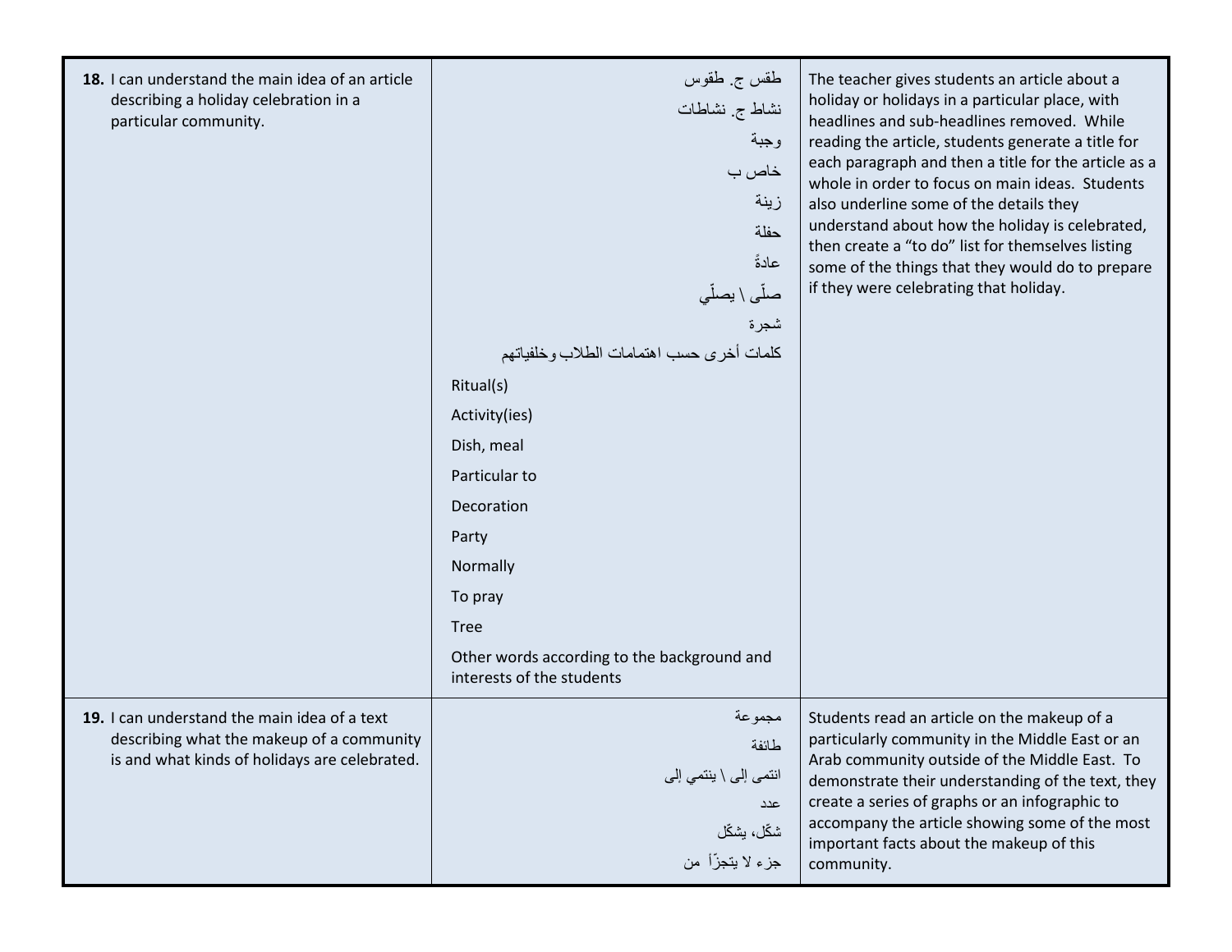| | | |
|---|---|---|
| **18.** I can understand the main idea of an article describing a holiday celebration in a particular community. | طقس ج. طقوس<br>نشاط ج. نشاطات<br>وجبة<br>خاص ب<br>زينة<br>حفلة<br>عادةً<br>صلّى \ يصلّي<br>شجرة<br>كلمات أخرى حسب اهتمامات الطلاب وخلفياتهم<br>Ritual(s)<br>Activity(ies)<br>Dish, meal<br>Particular to<br>Decoration<br>Party<br>Normally<br>To pray<br>Tree<br>Other words according to the background and interests of the students | The teacher gives students an article about a holiday or holidays in a particular place, with headlines and sub-headlines removed. While reading the article, students generate a title for each paragraph and then a title for the article as a whole in order to focus on main ideas. Students also underline some of the details they understand about how the holiday is celebrated, then create a "to do" list for themselves listing some of the things that they would do to prepare if they were celebrating that holiday. |
| **19.** I can understand the main idea of a text describing what the makeup of a community is and what kinds of holidays are celebrated. | مجموعة<br>طائفة<br>انتمى إلى \ ينتمي إلى<br>عدد<br>شكّل، يشكّل<br>جزء لا يتجزّأ من | Students read an article on the makeup of a particularly community in the Middle East or an Arab community outside of the Middle East. To demonstrate their understanding of the text, they create a series of graphs or an infographic to accompany the article showing some of the most important facts about the makeup of this community. |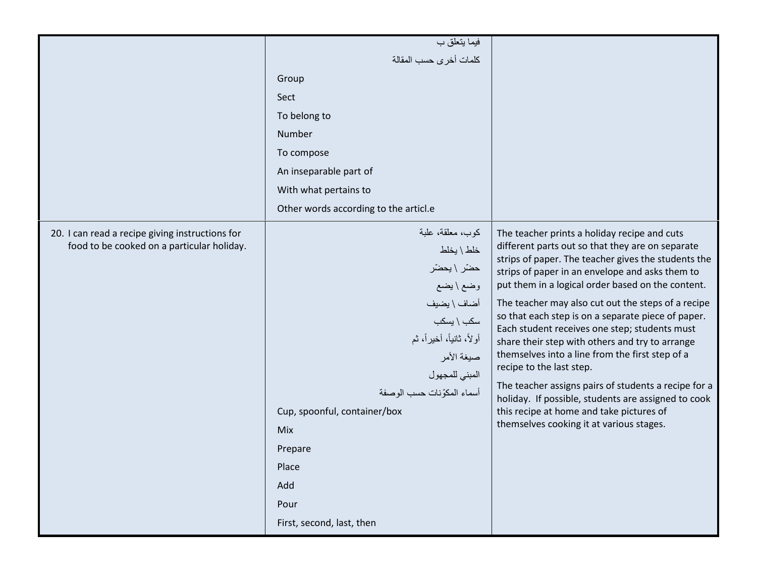| | | |
|---|---|---|
| | فيما يتعلق ب<br>كلمات أخرى حسب المقالة<br>Group<br>Sect<br>To belong to<br>Number<br>To compose<br>An inseparable part of<br>With what pertains to<br>Other words according to the articl.e | |
| 20. I can read a recipe giving instructions for food to be cooked on a particular holiday. | كوب، معلقة، علبة<br>خلط \ يخلط<br>حضّر \ يحضّر<br>وضع \ يضع<br>أضاف \ يضيف<br>سكب \ يسكب<br>أولاً، ثانياً، أخيراً، ثم<br>صيغة الأمر<br>المبني للمجهول<br>أسماء المكوّنات حسب الوصفة<br>Cup, spoonful, container/box<br>Mix<br>Prepare<br>Place<br>Add<br>Pour<br>First, second, last, then | The teacher prints a holiday recipe and cuts different parts out so that they are on separate strips of paper. The teacher gives the students the strips of paper in an envelope and asks them to put them in a logical order based on the content.<br><br>The teacher may also cut out the steps of a recipe so that each step is on a separate piece of paper. Each student receives one step; students must share their step with others and try to arrange themselves into a line from the first step of a recipe to the last step.<br><br>The teacher assigns pairs of students a recipe for a holiday. If possible, students are assigned to cook this recipe at home and take pictures of themselves cooking it at various stages. |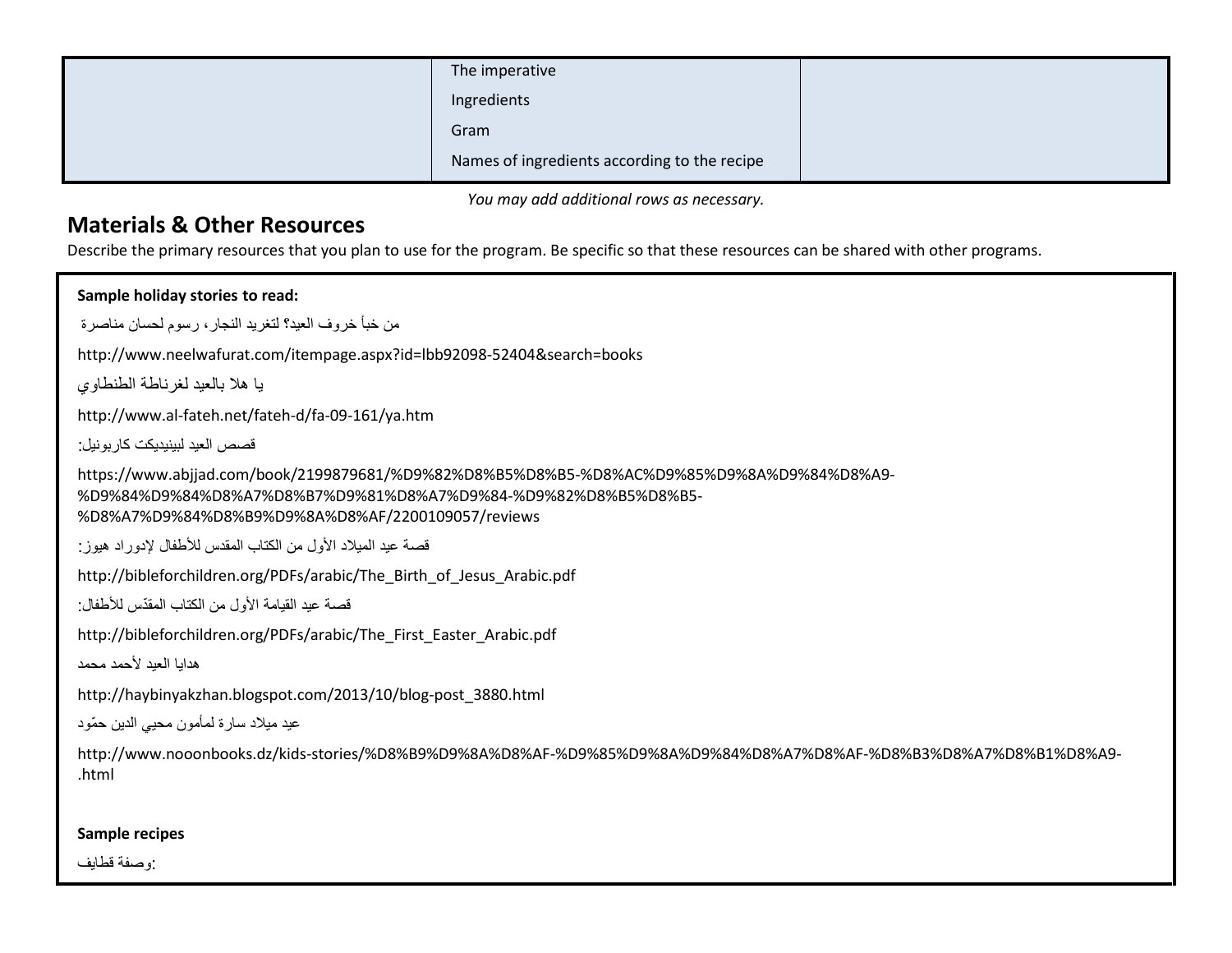| | The imperative<br>Ingredients<br>Gram<br>Names of ingredients according to the recipe | |
|---|---|---|

*You may add additional rows as necessary.*

## Materials & Other Resources

Describe the primary resources that you plan to use for the program. Be specific so that these resources can be shared with other programs.

**Sample holiday stories to read:**

من خبأ خروف العيد؟ لتغريد النجار، رسوم لحسان مناصرة

http://www.neelwafurat.com/itempage.aspx?id=lbb92098-52404&search=books

يا هلا بالعيد لغرناطة الطنطاوي

http://www.al-fateh.net/fateh-d/fa-09-161/ya.htm

قصص العيد لبينيديكت كاربونيل:

https://www.abjjad.com/book/2199879681/%D9%82%D8%B5%D8%B5-%D8%AC%D9%85%D9%8A%D9%84%D8%A9-%D9%84%D9%84%D8%A7%D8%B7%D9%81%D8%A7%D9%84-%D9%82%D8%B5%D8%B5-%D8%A7%D9%84%D8%B9%D9%8A%D8%AF/2200109057/reviews

قصة عيد الميلاد الأول من الكتاب المقدس للأطفال لإدوراد هيوز:

http://bibleforchildren.org/PDFs/arabic/The_Birth_of_Jesus_Arabic.pdf

قصة عيد القيامة الأول من الكتاب المقدّس للأطفال:

http://bibleforchildren.org/PDFs/arabic/The_First_Easter_Arabic.pdf

هدايا العيد لأحمد محمد

http://haybinyakzhan.blogspot.com/2013/10/blog-post_3880.html

عيد ميلاد سارة لمأمون محيي الدين حمّود

http://www.nooonbooks.dz/kids-stories/%D8%B9%D9%8A%D8%AF-%D9%85%D9%8A%D9%84%D8%A7%D8%AF-%D8%B3%D8%A7%D8%B1%D8%A9-.html

**Sample recipes**

وصفة قطايف: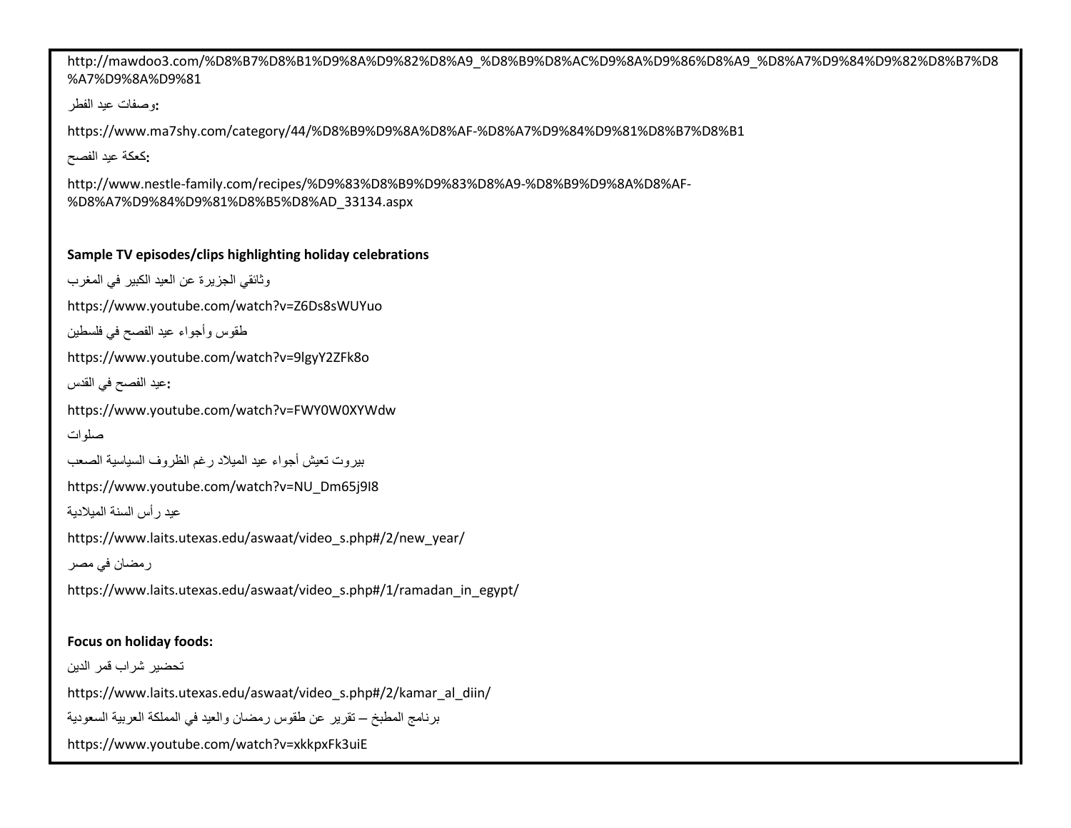http://mawdoo3.com/%D8%B7%D8%B1%D9%8A%D9%82%D8%A9_%D8%B9%D8%AC%D9%8A%D9%86%D8%A9_%D8%A7%D9%84%D9%82%D8%B7%D8%A7%D9%8A%D9%81

**وصفات عيد الفطر:**

https://www.ma7shy.com/category/44/%D8%B9%D9%8A%D8%AF-%D8%A7%D9%84%D9%81%D8%B7%D8%B1

**كعكة عيد الفصح:**

http://www.nestle-family.com/recipes/%D9%83%D8%B9%D9%83%D8%A9-%D8%B9%D9%8A%D8%AF-%D8%A7%D9%84%D9%81%D8%B5%D8%AD_33134.aspx

**Sample TV episodes/clips highlighting holiday celebrations**

وثائقي الجزيرة عن العيد الكبير في المغرب

https://www.youtube.com/watch?v=Z6Ds8sWUYuo

طقوس وأجواء عيد الفصح في فلسطين

https://www.youtube.com/watch?v=9lgyY2ZFk8o

**عيد الفصح في القدس:**

https://www.youtube.com/watch?v=FWY0W0XYWdw

صلوات

بيروت تعيش أجواء عيد الميلاد رغم الظروف السياسية الصعب

https://www.youtube.com/watch?v=NU_Dm65j9I8

عيد رأس السنة الميلادية

https://www.laits.utexas.edu/aswaat/video_s.php#/2/new_year/

رمضان في مصر

https://www.laits.utexas.edu/aswaat/video_s.php#/1/ramadan_in_egypt/

**Focus on holiday foods:**

تحضير شراب قمر الدين

https://www.laits.utexas.edu/aswaat/video_s.php#/2/kamar_al_diin/

برنامج المطبخ – تقرير عن طقوس رمضان والعيد في المملكة العربية السعودية

https://www.youtube.com/watch?v=xkkpxFk3uiE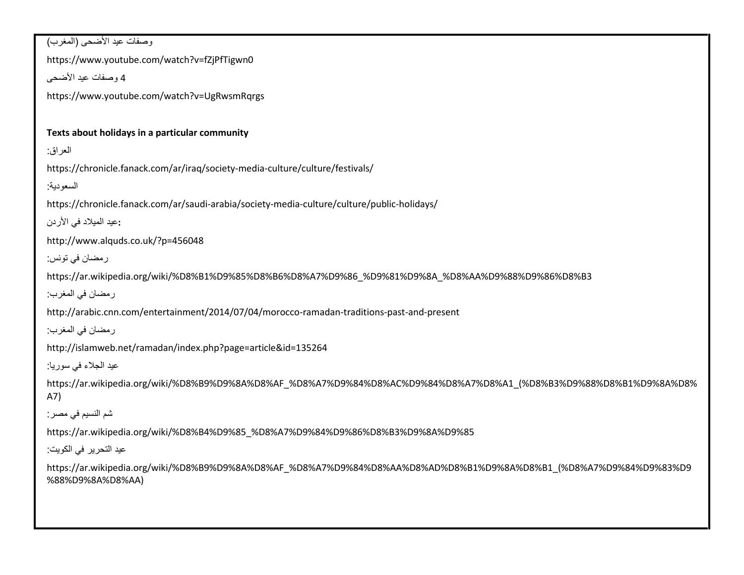وصفات عيد الأضحى (المغرب)

https://www.youtube.com/watch?v=fZjPfTigwn0

4 وصفات عيد الأضحى

https://www.youtube.com/watch?v=UgRwsmRqrgs

**Texts about holidays in a particular community**

العراق:

https://chronicle.fanack.com/ar/iraq/society-media-culture/culture/festivals/

السعودية:

https://chronicle.fanack.com/ar/saudi-arabia/society-media-culture/culture/public-holidays/

عيد الميلاد في الأردن:

http://www.alquds.co.uk/?p=456048

رمضان في تونس:

https://ar.wikipedia.org/wiki/%D8%B1%D9%85%D8%B6%D8%A7%D9%86_%D9%81%D9%8A_%D8%AA%D9%88%D9%86%D8%B3

رمضان في المغرب:

http://arabic.cnn.com/entertainment/2014/07/04/morocco-ramadan-traditions-past-and-present

رمضان في المغرب:

http://islamweb.net/ramadan/index.php?page=article&id=135264

عيد الجلاء في سوريا:

https://ar.wikipedia.org/wiki/%D8%B9%D9%8A%D8%AF_%D8%A7%D9%84%D8%AC%D9%84%D8%A7%D8%A1_(%D8%B3%D9%88%D8%B1%D9%8A%D8%A7)

شم النسيم في مصر:

https://ar.wikipedia.org/wiki/%D8%B4%D9%85_%D8%A7%D9%84%D9%86%D8%B3%D9%8A%D9%85

عيد التحرير في الكويت:

https://ar.wikipedia.org/wiki/%D8%B9%D9%8A%D8%AF_%D8%A7%D9%84%D8%AA%D8%AD%D8%B1%D9%8A%D8%B1_(%D8%A7%D9%84%D9%83%D9%88%D9%8A%D8%AA)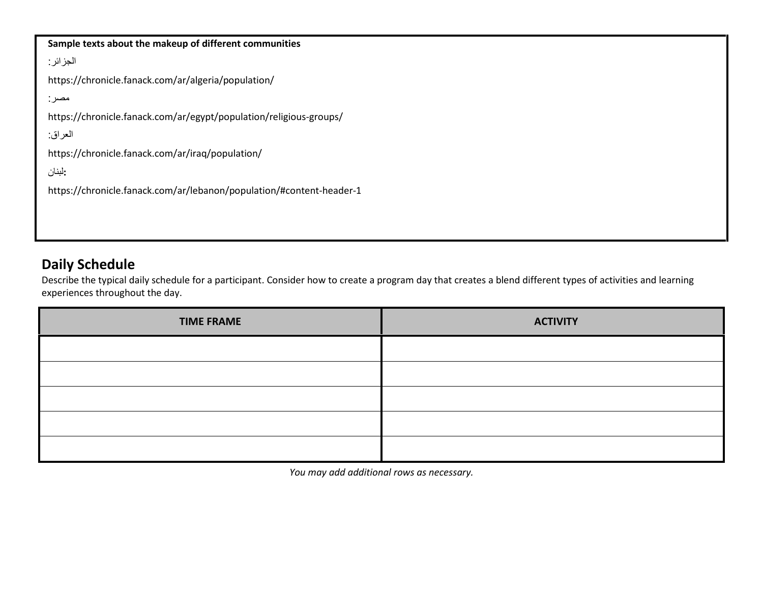**Sample texts about the makeup of different communities**

الجزائر:

https://chronicle.fanack.com/ar/algeria/population/

مصر:

https://chronicle.fanack.com/ar/egypt/population/religious-groups/

العراق:

https://chronicle.fanack.com/ar/iraq/population/

لبنان:

https://chronicle.fanack.com/ar/lebanon/population/#content-header-1

## Daily Schedule

Describe the typical daily schedule for a participant. Consider how to create a program day that creates a blend different types of activities and learning experiences throughout the day.

| TIME FRAME | ACTIVITY |
|---|---|
| | |
| | |
| | |
| | |
| | |

*You may add additional rows as necessary.*